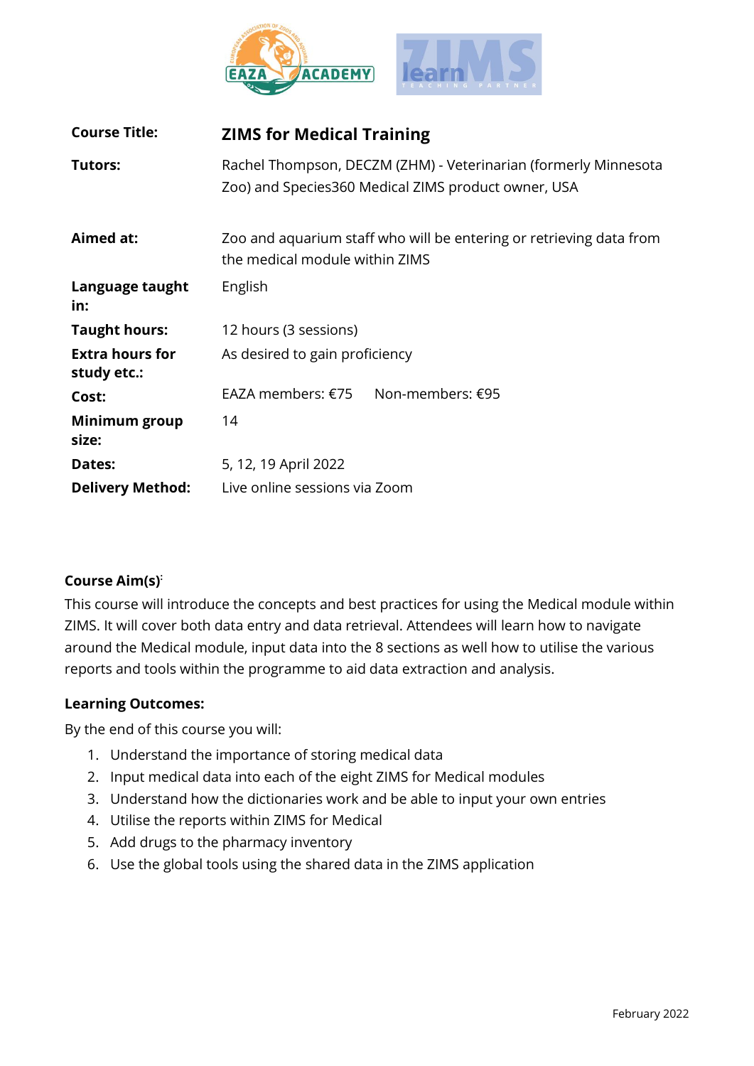| | |
|---|---|
| **Course Title:** | **ZIMS for Medical Training** |
| **Tutors:** | Rachel Thompson, DECZM (ZHM) - Veterinarian (formerly Minnesota Zoo) and Species360 Medical ZIMS product owner, USA |
| **Aimed at:** | Zoo and aquarium staff who will be entering or retrieving data from the medical module within ZIMS |
| **Language taught in:** | English |
| **Taught hours:** | 12 hours (3 sessions) |
| **Extra hours for study etc.:** | As desired to gain proficiency |
| **Cost:** | EAZA members: €75 Non-members: €95 |
| **Minimum group size:** | 14 |
| **Dates:** | 5, 12, 19 April 2022 |
| **Delivery Method:** | Live online sessions via Zoom |

**Course Aim(s):**

This course will introduce the concepts and best practices for using the Medical module within ZIMS. It will cover both data entry and data retrieval. Attendees will learn how to navigate around the Medical module, input data into the 8 sections as well how to utilise the various reports and tools within the programme to aid data extraction and analysis.

**Learning Outcomes:**

By the end of this course you will:

1. Understand the importance of storing medical data
2. Input medical data into each of the eight ZIMS for Medical modules
3. Understand how the dictionaries work and be able to input your own entries
4. Utilise the reports within ZIMS for Medical
5. Add drugs to the pharmacy inventory
6. Use the global tools using the shared data in the ZIMS application

February 2022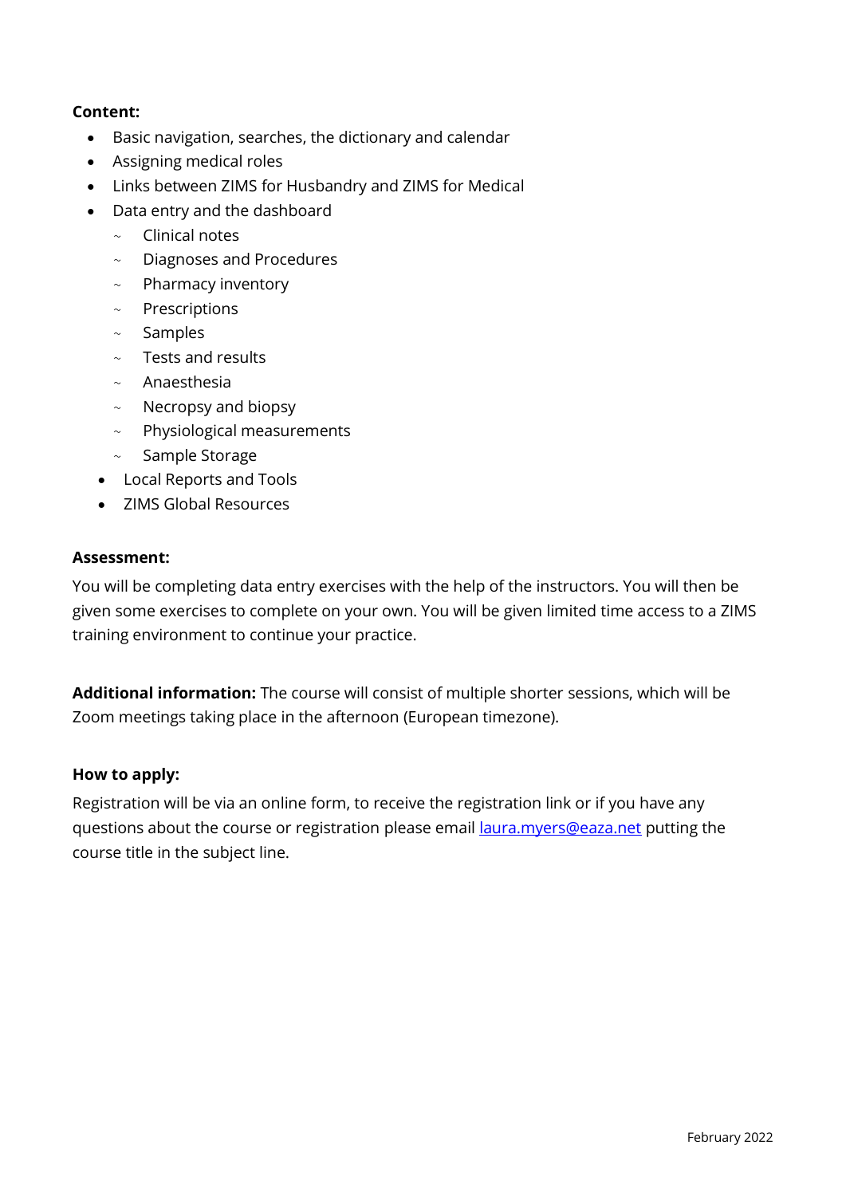**Content:**

- Basic navigation, searches, the dictionary and calendar
- Assigning medical roles
- Links between ZIMS for Husbandry and ZIMS for Medical
- Data entry and the dashboard
  - Clinical notes
  - Diagnoses and Procedures
  - Pharmacy inventory
  - Prescriptions
  - Samples
  - Tests and results
  - Anaesthesia
  - Necropsy and biopsy
  - Physiological measurements
  - Sample Storage
- Local Reports and Tools
- ZIMS Global Resources

**Assessment:**

You will be completing data entry exercises with the help of the instructors. You will then be given some exercises to complete on your own. You will be given limited time access to a ZIMS training environment to continue your practice.

**Additional information:** The course will consist of multiple shorter sessions, which will be Zoom meetings taking place in the afternoon (European timezone).

**How to apply:**

Registration will be via an online form, to receive the registration link or if you have any questions about the course or registration please email laura.myers@eaza.net putting the course title in the subject line.

February 2022